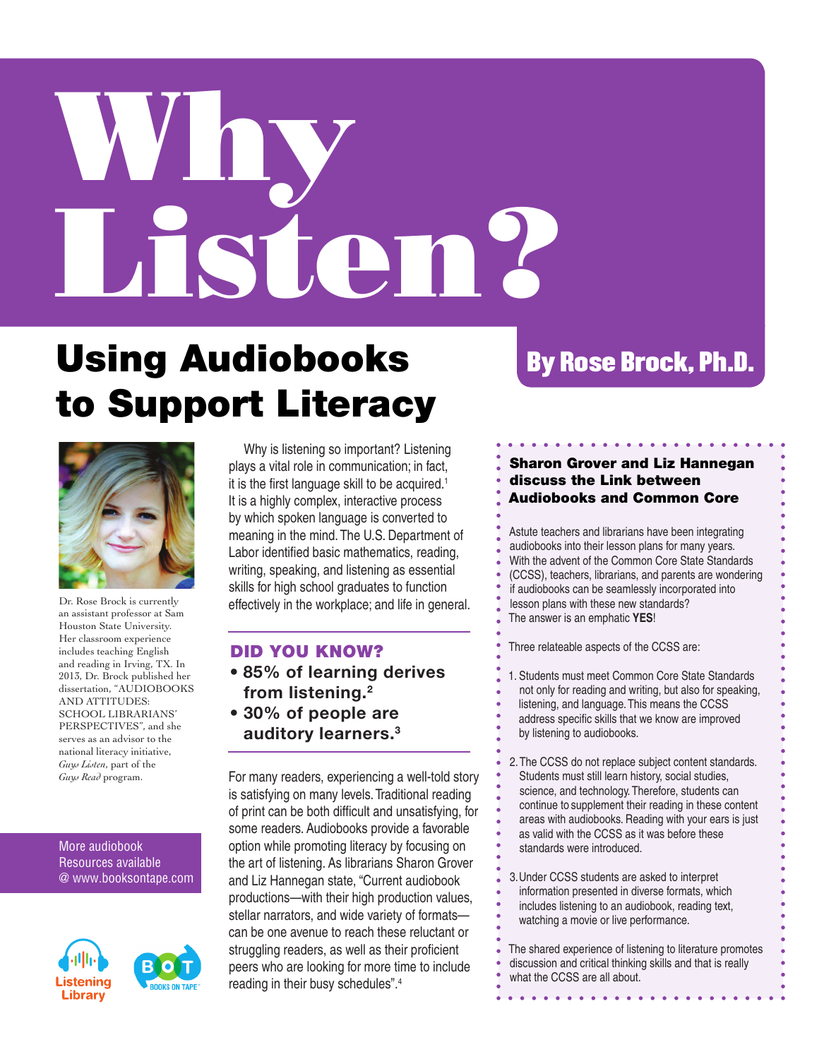# Why Listen?

## Using Audiobooks to Support Literacy

**By Rose Brock, Ph.D.**

Dr. Rose Brock is currently an assistant professor at Sam Houston State University. Her classroom experience includes teaching English and reading in Irving, TX. In 2013, Dr. Brock published her dissertation, "AUDIOBOOKS AND ATTITUDES: SCHOOL LIBRARIANS' PERSPECTIVES", and she serves as an advisor to the national literacy initiative, *Guys Listen*, part of the *Guys Read* program.

More audiobook Resources available @ www.booksontape.com

Why is listening so important? Listening plays a vital role in communication; in fact, it is the first language skill to be acquired.[1] It is a highly complex, interactive process by which spoken language is converted to meaning in the mind. The U.S. Department of Labor identified basic mathematics, reading, writing, speaking, and listening as essential skills for high school graduates to function effectively in the workplace; and life in general.

### DID YOU KNOW?

- **85% of learning derives from listening.[2]**
- **30% of people are auditory learners.[3]**

For many readers, experiencing a well-told story is satisfying on many levels. Traditional reading of print can be both difficult and unsatisfying, for some readers. Audiobooks provide a favorable option while promoting literacy by focusing on the art of listening. As librarians Sharon Grover and Liz Hannegan state, "Current audiobook productions—with their high production values, stellar narrators, and wide variety of formats—can be one avenue to reach these reluctant or struggling readers, as well as their proficient peers who are looking for more time to include reading in their busy schedules".[4]

### Sharon Grover and Liz Hannegan discuss the Link between Audiobooks and Common Core

Astute teachers and librarians have been integrating audiobooks into their lesson plans for many years. With the advent of the Common Core State Standards (CCSS), teachers, librarians, and parents are wondering if audiobooks can be seamlessly incorporated into lesson plans with these new standards? The answer is an emphatic **YES**!

Three relateable aspects of the CCSS are:

1. Students must meet Common Core State Standards not only for reading and writing, but also for speaking, listening, and language. This means the CCSS address specific skills that we know are improved by listening to audiobooks.

2. The CCSS do not replace subject content standards. Students must still learn history, social studies, science, and technology. Therefore, students can continue to supplement their reading in these content areas with audiobooks. Reading with your ears is just as valid with the CCSS as it was before these standards were introduced.

3. Under CCSS students are asked to interpret information presented in diverse formats, which includes listening to an audiobook, reading text, watching a movie or live performance.

The shared experience of listening to literature promotes discussion and critical thinking skills and that is really what the CCSS are all about.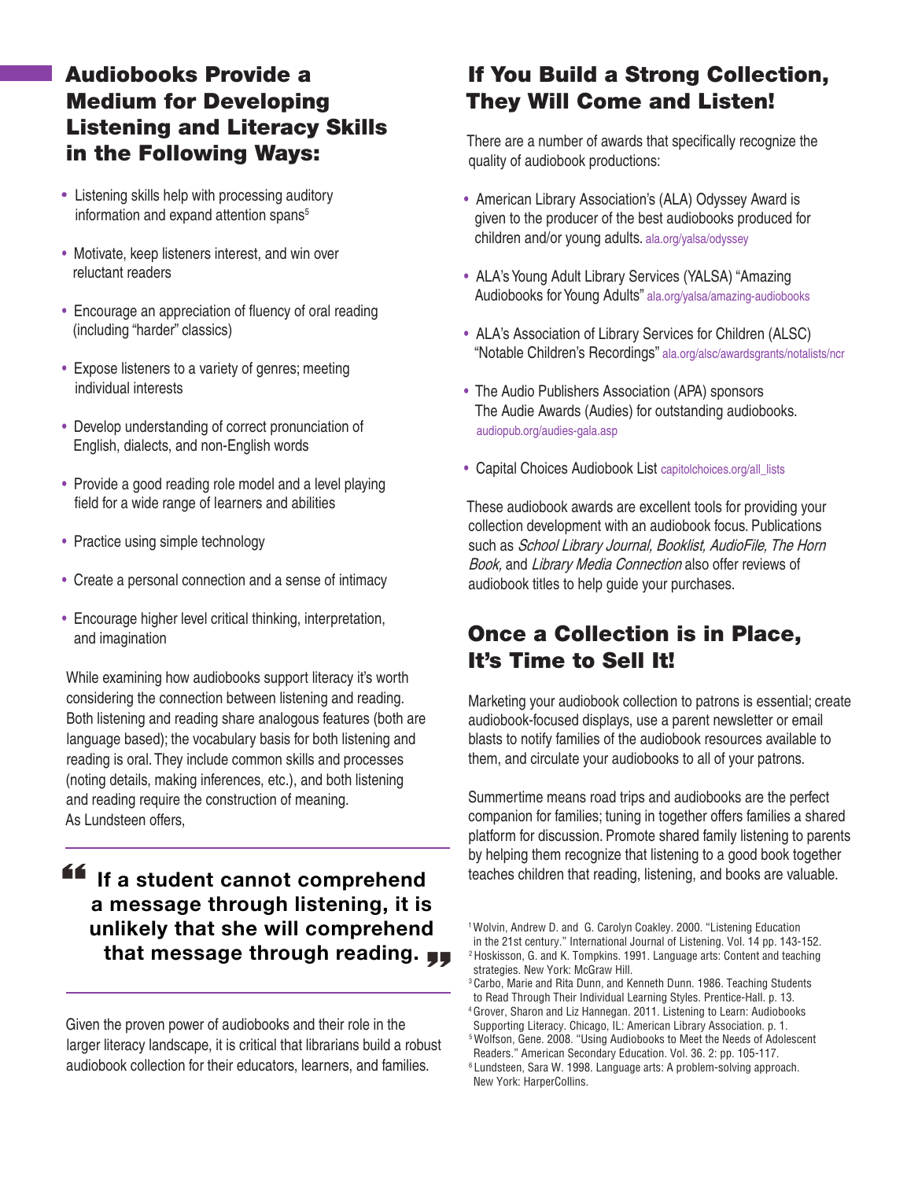## Audiobooks Provide a Medium for Developing Listening and Literacy Skills in the Following Ways:

- Listening skills help with processing auditory information and expand attention spans[5]
- Motivate, keep listeners interest, and win over reluctant readers
- Encourage an appreciation of fluency of oral reading (including "harder" classics)
- Expose listeners to a variety of genres; meeting individual interests
- Develop understanding of correct pronunciation of English, dialects, and non-English words
- Provide a good reading role model and a level playing field for a wide range of learners and abilities
- Practice using simple technology
- Create a personal connection and a sense of intimacy
- Encourage higher level critical thinking, interpretation, and imagination

While examining how audiobooks support literacy it's worth considering the connection between listening and reading. Both listening and reading share analogous features (both are language based); the vocabulary basis for both listening and reading is oral. They include common skills and processes (noting details, making inferences, etc.), and both listening and reading require the construction of meaning. As Lundsteen offers,

> **"If a student cannot comprehend a message through listening, it is unlikely that she will comprehend that message through reading."**

Given the proven power of audiobooks and their role in the larger literacy landscape, it is critical that librarians build a robust audiobook collection for their educators, learners, and families.

## If You Build a Strong Collection, They Will Come and Listen!

There are a number of awards that specifically recognize the quality of audiobook productions:

- American Library Association's (ALA) Odyssey Award is given to the producer of the best audiobooks produced for children and/or young adults. ala.org/yalsa/odyssey
- ALA's Young Adult Library Services (YALSA) "Amazing Audiobooks for Young Adults" ala.org/yalsa/amazing-audiobooks
- ALA's Association of Library Services for Children (ALSC) "Notable Children's Recordings" ala.org/alsc/awardsgrants/notalists/ncr
- The Audio Publishers Association (APA) sponsors The Audie Awards (Audies) for outstanding audiobooks. audiopub.org/audies-gala.asp
- Capital Choices Audiobook List capitolchoices.org/all_lists

These audiobook awards are excellent tools for providing your collection development with an audiobook focus. Publications such as *School Library Journal, Booklist, AudioFile, The Horn Book,* and *Library Media Connection* also offer reviews of audiobook titles to help guide your purchases.

## Once a Collection is in Place, It's Time to Sell It!

Marketing your audiobook collection to patrons is essential; create audiobook-focused displays, use a parent newsletter or email blasts to notify families of the audiobook resources available to them, and circulate your audiobooks to all of your patrons.

Summertime means road trips and audiobooks are the perfect companion for families; tuning in together offers families a shared platform for discussion. Promote shared family listening to parents by helping them recognize that listening to a good book together teaches children that reading, listening, and books are valuable.

[1] Wolvin, Andrew D. and G. Carolyn Coakley. 2000. "Listening Education in the 21st century." International Journal of Listening. Vol. 14 pp. 143-152.
[2] Hoskisson, G. and K. Tompkins. 1991. Language arts: Content and teaching strategies. New York: McGraw Hill.
[3] Carbo, Marie and Rita Dunn, and Kenneth Dunn. 1986. Teaching Students to Read Through Their Individual Learning Styles. Prentice-Hall. p. 13.
[4] Grover, Sharon and Liz Hannegan. 2011. Listening to Learn: Audiobooks Supporting Literacy. Chicago, IL: American Library Association. p. 1.
[5] Wolfson, Gene. 2008. "Using Audiobooks to Meet the Needs of Adolescent Readers." American Secondary Education. Vol. 36. 2: pp. 105-117.
[6] Lundsteen, Sara W. 1998. Language arts: A problem-solving approach. New York: HarperCollins.